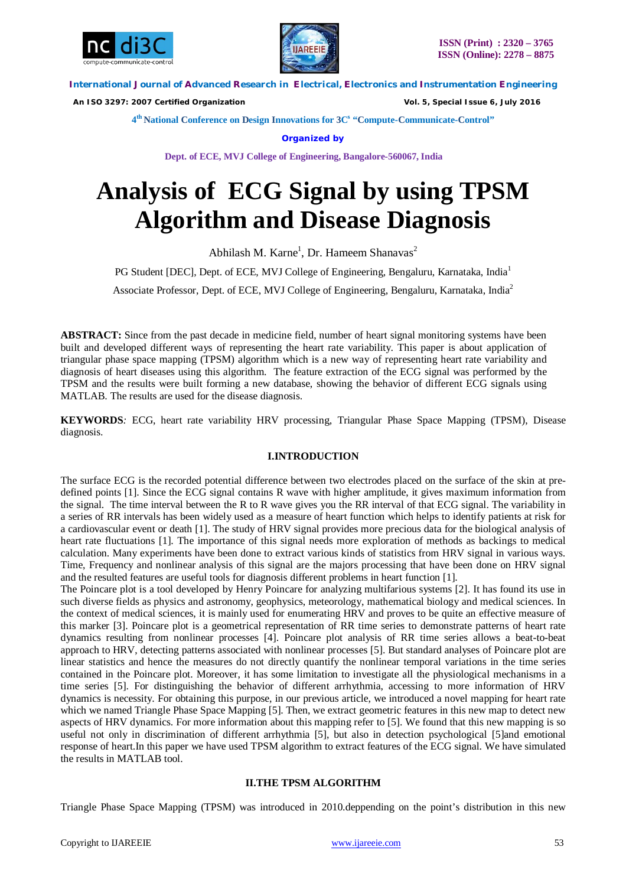# Analysis of ECG Signal by using TPSM Algorithm and Disease Diagnosis

Abhilash M. Karne[1], Dr. Hameem Shanavas[2]

PG Student [DEC], Dept. of ECE, MVJ College of Engineering, Bengaluru, Karnataka, India[1]

Associate Professor, Dept. of ECE, MVJ College of Engineering, Bengaluru, Karnataka, India[2]

**ABSTRACT:** Since from the past decade in medicine field, number of heart signal monitoring systems have been built and developed different ways of representing the heart rate variability. This paper is about application of triangular phase space mapping (TPSM) algorithm which is a new way of representing heart rate variability and diagnosis of heart diseases using this algorithm. The feature extraction of the ECG signal was performed by the TPSM and the results were built forming a new database, showing the behavior of different ECG signals using MATLAB. The results are used for the disease diagnosis.

**KEYWORDS**: ECG, heart rate variability HRV processing, Triangular Phase Space Mapping (TPSM), Disease diagnosis.

## I.INTRODUCTION

The surface ECG is the recorded potential difference between two electrodes placed on the surface of the skin at pre-defined points [1]. Since the ECG signal contains R wave with higher amplitude, it gives maximum information from the signal. The time interval between the R to R wave gives you the RR interval of that ECG signal. The variability in a series of RR intervals has been widely used as a measure of heart function which helps to identify patients at risk for a cardiovascular event or death [1]. The study of HRV signal provides more precious data for the biological analysis of heart rate fluctuations [1]. The importance of this signal needs more exploration of methods as backings to medical calculation. Many experiments have been done to extract various kinds of statistics from HRV signal in various ways. Time, Frequency and nonlinear analysis of this signal are the majors processing that have been done on HRV signal and the resulted features are useful tools for diagnosis different problems in heart function [1].
The Poincare plot is a tool developed by Henry Poincare for analyzing multifarious systems [2]. It has found its use in such diverse fields as physics and astronomy, geophysics, meteorology, mathematical biology and medical sciences. In the context of medical sciences, it is mainly used for enumerating HRV and proves to be quite an effective measure of this marker [3]. Poincare plot is a geometrical representation of RR time series to demonstrate patterns of heart rate dynamics resulting from nonlinear processes [4]. Poincare plot analysis of RR time series allows a beat-to-beat approach to HRV, detecting patterns associated with nonlinear processes [5]. But standard analyses of Poincare plot are linear statistics and hence the measures do not directly quantify the nonlinear temporal variations in the time series contained in the Poincare plot. Moreover, it has some limitation to investigate all the physiological mechanisms in a time series [5]. For distinguishing the behavior of different arrhythmia, accessing to more information of HRV dynamics is necessity. For obtaining this purpose, in our previous article, we introduced a novel mapping for heart rate which we named Triangle Phase Space Mapping [5]. Then, we extract geometric features in this new map to detect new aspects of HRV dynamics. For more information about this mapping refer to [5]. We found that this new mapping is so useful not only in discrimination of different arrhythmia [5], but also in detection psychological [5]and emotional response of heart.In this paper we have used TPSM algorithm to extract features of the ECG signal. We have simulated the results in MATLAB tool.

## II.THE TPSM ALGORITHM

Triangle Phase Space Mapping (TPSM) was introduced in 2010.deppending on the point's distribution in this new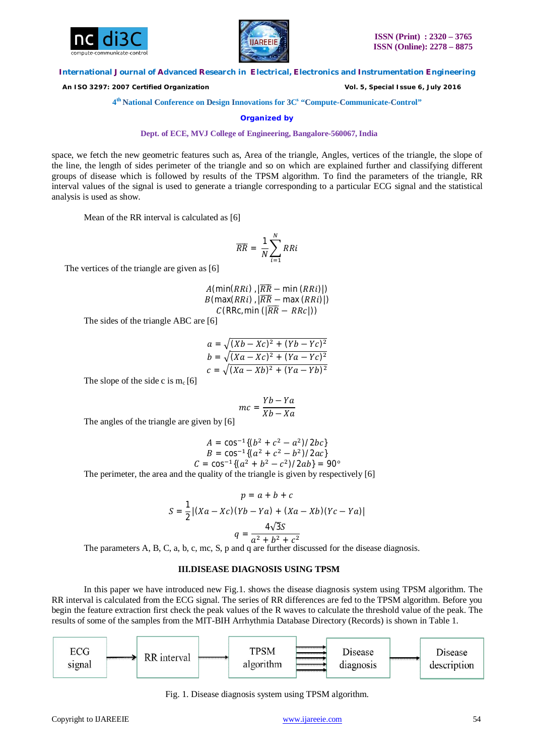space, we fetch the new geometric features such as, Area of the triangle, Angles, vertices of the triangle, the slope of the line, the length of sides perimeter of the triangle and so on which are explained further and classifying different groups of disease which is followed by results of the TPSM algorithm. To find the parameters of the triangle, RR interval values of the signal is used to generate a triangle corresponding to a particular ECG signal and the statistical analysis is used as show.

Mean of the RR interval is calculated as [6]

$$\overline{RR} = \frac{1}{N}\sum_{i=1}^{N} RRi$$

The vertices of the triangle are given as [6]

$$A(\min(RRi)\,, |\overline{RR} - \min(RRi)|)$$
$$B(\max(RRi)\,, |\overline{RR} - \max(RRi)|)$$
$$C(\mathrm{RRc}, \min(|\overline{RR} - RRc|))$$

The sides of the triangle ABC are [6]

$$a = \sqrt{(Xb - Xc)^2 + (Yb - Yc)^2}$$
$$b = \sqrt{(Xa - Xc)^2 + (Ya - Yc)^2}$$
$$c = \sqrt{(Xa - Xb)^2 + (Ya - Yb)^2}$$

The slope of the side c is $m_c$ [6]

$$mc = \frac{Yb - Ya}{Xb - Xa}$$

The angles of the triangle are given by [6]

$$A = \cos^{-1}\{(b^2 + c^2 - a^2)/2bc\}$$
$$B = \cos^{-1}\{(a^2 + c^2 - b^2)/2ac\}$$
$$C = \cos^{-1}\{(a^2 + b^2 - c^2)/2ab\} = 90°$$

The perimeter, the area and the quality of the triangle is given by respectively [6]

$$p = a + b + c$$
$$S = \frac{1}{2}|(Xa - Xc)(Yb - Ya) + (Xa - Xb)(Yc - Ya)|$$
$$q = \frac{4\sqrt{3}S}{a^2 + b^2 + c^2}$$

The parameters A, B, C, a, b, c, mc, S, p and q are further discussed for the disease diagnosis.

## III.DISEASE DIAGNOSIS USING TPSM

In this paper we have introduced new Fig.1. shows the disease diagnosis system using TPSM algorithm. The RR interval is calculated from the ECG signal. The series of RR differences are fed to the TPSM algorithm. Before you begin the feature extraction first check the peak values of the R waves to calculate the threshold value of the peak. The results of some of the samples from the MIT-BIH Arrhythmia Database Directory (Records) is shown in Table 1.

ECG signal → RR interval → TPSM algorithm → Disease diagnosis → Disease description

Fig. 1. Disease diagnosis system using TPSM algorithm.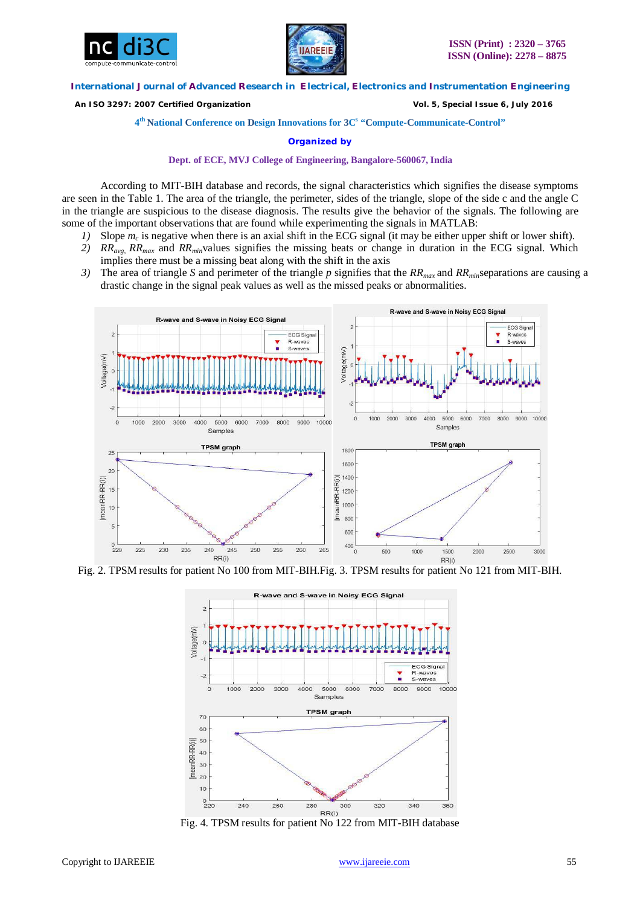According to MIT-BIH database and records, the signal characteristics which signifies the disease symptoms are seen in the Table 1. The area of the triangle, the perimeter, sides of the triangle, slope of the side c and the angle C in the triangle are suspicious to the disease diagnosis. The results give the behavior of the signals. The following are some of the important observations that are found while experimenting the signals in MATLAB:

1) Slope $m_c$ is negative when there is an axial shift in the ECG signal (it may be either upper shift or lower shift).
2) $RR_{avg}$, $RR_{max}$ and $RR_{min}$values signifies the missing beats or change in duration in the ECG signal. Which implies there must be a missing beat along with the shift in the axis
3) The area of triangle $S$ and perimeter of the triangle $p$ signifies that the $RR_{max}$ and $RR_{min}$separations are causing a drastic change in the signal peak values as well as the missed peaks or abnormalities.

Fig. 2. TPSM results for patient No 100 from MIT-BIH.Fig. 3. TPSM results for patient No 121 from MIT-BIH.

Fig. 4. TPSM results for patient No 122 from MIT-BIH database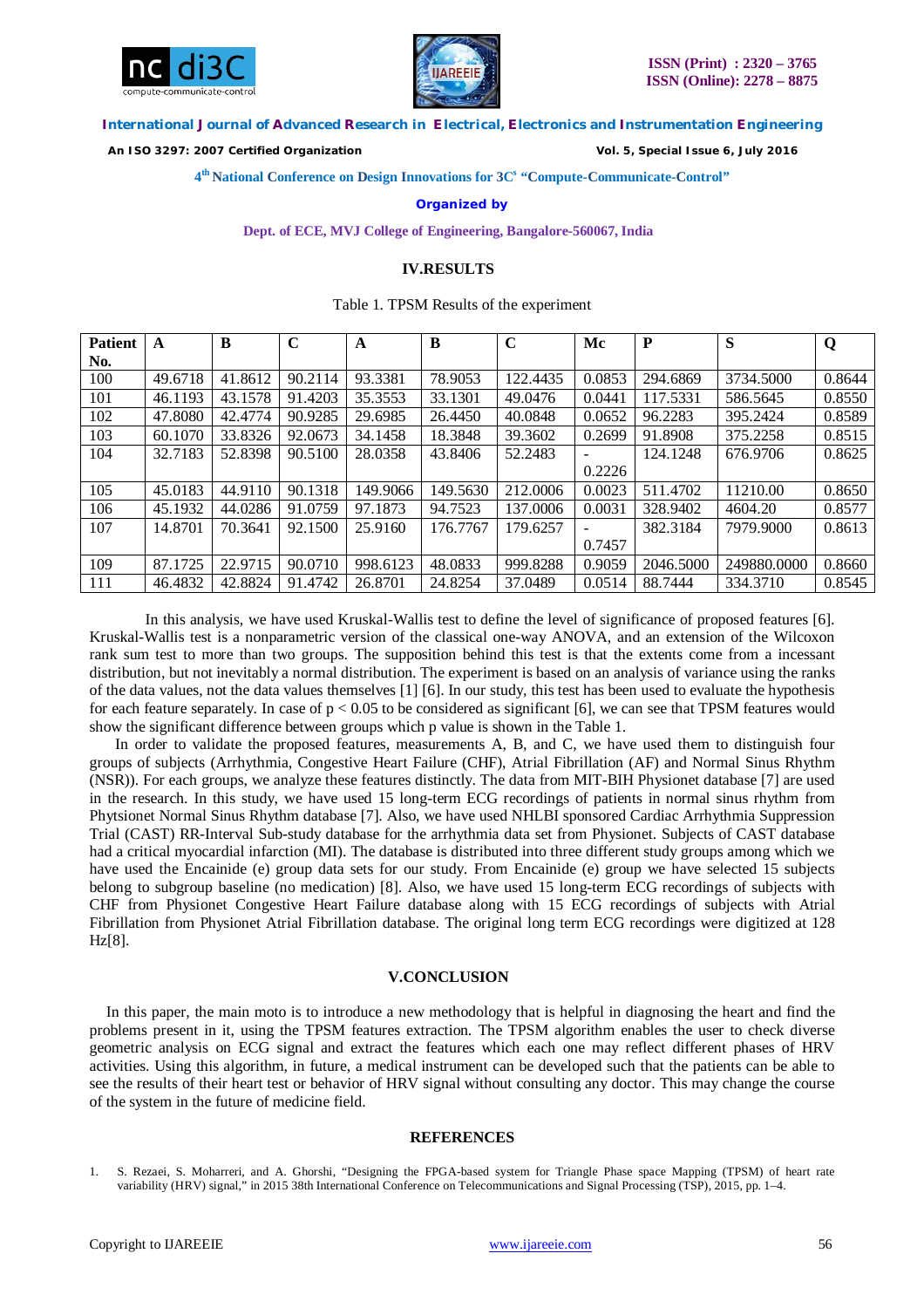## IV.RESULTS

Table 1. TPSM Results of the experiment

| Patient No. | A | B | C | A | B | C | Mc | P | S | Q |
|---|---|---|---|---|---|---|---|---|---|---|
| 100 | 49.6718 | 41.8612 | 90.2114 | 93.3381 | 78.9053 | 122.4435 | 0.0853 | 294.6869 | 3734.5000 | 0.8644 |
| 101 | 46.1193 | 43.1578 | 91.4203 | 35.3553 | 33.1301 | 49.0476 | 0.0441 | 117.5331 | 586.5645 | 0.8550 |
| 102 | 47.8080 | 42.4774 | 90.9285 | 29.6985 | 26.4450 | 40.0848 | 0.0652 | 96.2283 | 395.2424 | 0.8589 |
| 103 | 60.1070 | 33.8326 | 92.0673 | 34.1458 | 18.3848 | 39.3602 | 0.2699 | 91.8908 | 375.2258 | 0.8515 |
| 104 | 32.7183 | 52.8398 | 90.5100 | 28.0358 | 43.8406 | 52.2483 | -0.2226 | 124.1248 | 676.9706 | 0.8625 |
| 105 | 45.0183 | 44.9110 | 90.1318 | 149.9066 | 149.5630 | 212.0006 | 0.0023 | 511.4702 | 11210.00 | 0.8650 |
| 106 | 45.1932 | 44.0286 | 91.0759 | 97.1873 | 94.7523 | 137.0006 | 0.0031 | 328.9402 | 4604.20 | 0.8577 |
| 107 | 14.8701 | 70.3641 | 92.1500 | 25.9160 | 176.7767 | 179.6257 | -0.7457 | 382.3184 | 7979.9000 | 0.8613 |
| 109 | 87.1725 | 22.9715 | 90.0710 | 998.6123 | 48.0833 | 999.8288 | 0.9059 | 2046.5000 | 249880.0000 | 0.8660 |
| 111 | 46.4832 | 42.8824 | 91.4742 | 26.8701 | 24.8254 | 37.0489 | 0.0514 | 88.7444 | 334.3710 | 0.8545 |

In this analysis, we have used Kruskal-Wallis test to define the level of significance of proposed features [6]. Kruskal-Wallis test is a nonparametric version of the classical one-way ANOVA, and an extension of the Wilcoxon rank sum test to more than two groups. The supposition behind this test is that the extents come from a incessant distribution, but not inevitably a normal distribution. The experiment is based on an analysis of variance using the ranks of the data values, not the data values themselves [1] [6]. In our study, this test has been used to evaluate the hypothesis for each feature separately. In case of $p < 0.05$ to be considered as significant [6], we can see that TPSM features would show the significant difference between groups which p value is shown in the Table 1.

In order to validate the proposed features, measurements A, B, and C, we have used them to distinguish four groups of subjects (Arrhythmia, Congestive Heart Failure (CHF), Atrial Fibrillation (AF) and Normal Sinus Rhythm (NSR)). For each groups, we analyze these features distinctly. The data from MIT-BIH Physionet database [7] are used in the research. In this study, we have used 15 long-term ECG recordings of patients in normal sinus rhythm from Phytsionet Normal Sinus Rhythm database [7]. Also, we have used NHLBI sponsored Cardiac Arrhythmia Suppression Trial (CAST) RR-Interval Sub-study database for the arrhythmia data set from Physionet. Subjects of CAST database had a critical myocardial infarction (MI). The database is distributed into three different study groups among which we have used the Encainide (e) group data sets for our study. From Encainide (e) group we have selected 15 subjects belong to subgroup baseline (no medication) [8]. Also, we have used 15 long-term ECG recordings of subjects with CHF from Physionet Congestive Heart Failure database along with 15 ECG recordings of subjects with Atrial Fibrillation from Physionet Atrial Fibrillation database. The original long term ECG recordings were digitized at 128 Hz[8].

## V.CONCLUSION

In this paper, the main moto is to introduce a new methodology that is helpful in diagnosing the heart and find the problems present in it, using the TPSM features extraction. The TPSM algorithm enables the user to check diverse geometric analysis on ECG signal and extract the features which each one may reflect different phases of HRV activities. Using this algorithm, in future, a medical instrument can be developed such that the patients can be able to see the results of their heart test or behavior of HRV signal without consulting any doctor. This may change the course of the system in the future of medicine field.

## REFERENCES

1. S. Rezaei, S. Moharreri, and A. Ghorshi, "Designing the FPGA-based system for Triangle Phase space Mapping (TPSM) of heart rate variability (HRV) signal," in 2015 38th International Conference on Telecommunications and Signal Processing (TSP), 2015, pp. 1–4.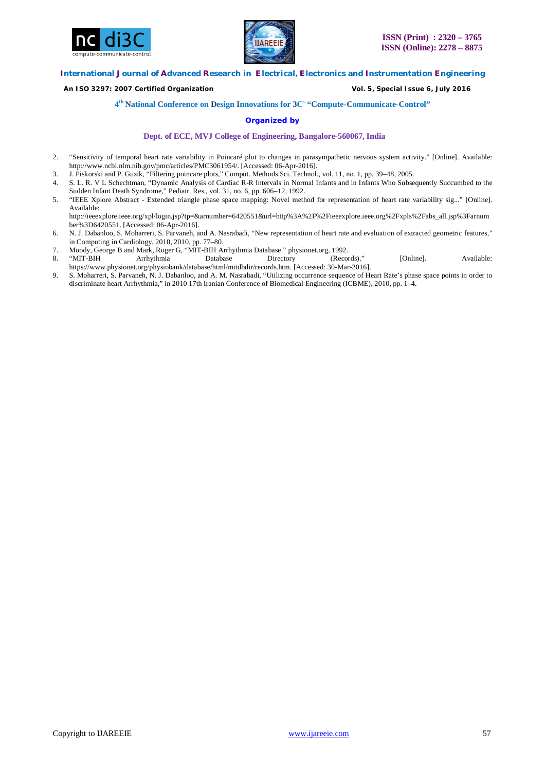2. "Sensitivity of temporal heart rate variability in Poincaré plot to changes in parasympathetic nervous system activity." [Online]. Available: http://www.ncbi.nlm.nih.gov/pmc/articles/PMC3061954/. [Accessed: 06-Apr-2016].
3. J. Piskorski and P. Guzik, "Filtering poincare plots," Comput. Methods Sci. Technol., vol. 11, no. 1, pp. 39–48, 2005.
4. S. L. R. V L Schechtman, "Dynamic Analysis of Cardiac R-R Intervals in Normal Infants and in Infants Who Subsequently Succumbed to the Sudden Infant Death Syndrome," Pediatr. Res., vol. 31, no. 6, pp. 606–12, 1992.
5. "IEEE Xplore Abstract - Extended triangle phase space mapping: Novel method for representation of heart rate variability sig..." [Online]. Available: http://ieeexplore.ieee.org/xpl/login.jsp?tp=&arnumber=6420551&url=http%3A%2F%2Fieeexplore.ieee.org%2Fxpls%2Fabs_all.jsp%3Farnumber%3D6420551. [Accessed: 06-Apr-2016].
6. N. J. Dabanloo, S. Moharreri, S. Parvaneh, and A. Nasrabadi, "New representation of heart rate and evaluation of extracted geometric features," in Computing in Cardiology, 2010, 2010, pp. 77–80.
7. Moody, George B and Mark, Roger G, "MIT-BIH Arrhythmia Database." physionet.org, 1992.
8. "MIT-BIH Arrhythmia Database Directory (Records)." [Online]. Available: https://www.physionet.org/physiobank/database/html/mitdbdir/records.htm. [Accessed: 30-Mar-2016].
9. S. Moharreri, S. Parvaneh, N. J. Dabanloo, and A. M. Nasrabadi, "Utilizing occurrence sequence of Heart Rate's phase space points in order to discriminate heart Arrhythmia," in 2010 17th Iranian Conference of Biomedical Engineering (ICBME), 2010, pp. 1–4.